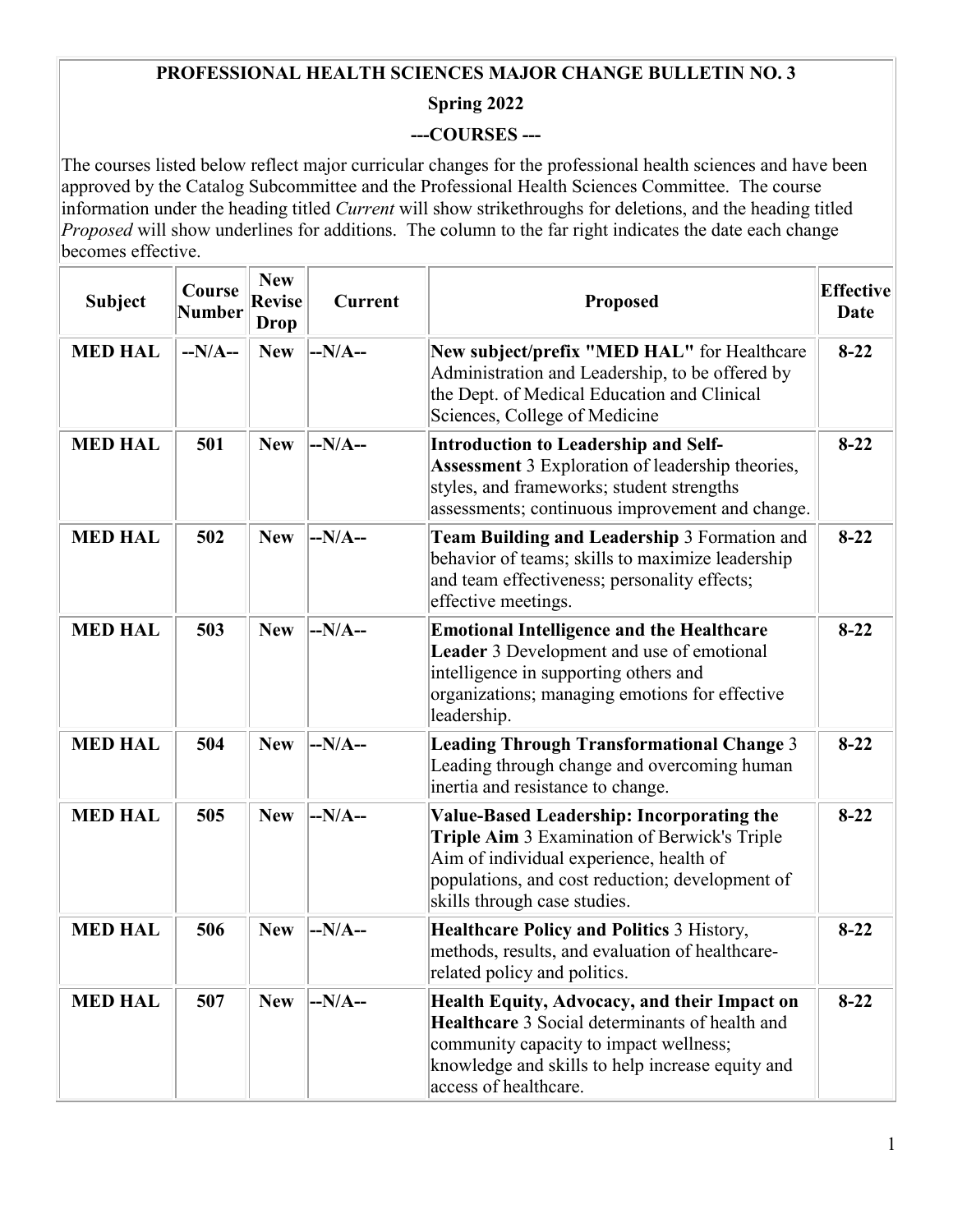# PROFESSIONAL HEALTH SCIENCES MAJOR CHANGE BULLETIN NO. 3

## Spring 2022

### ---COURSES ---

The courses listed below reflect major curricular changes for the professional health sciences and have been approved by the Catalog Subcommittee and the Professional Health Sciences Committee. The course information under the heading titled *Current* will show strikethroughs for deletions, and the heading titled *Proposed* will show underlines for additions. The column to the far right indicates the date each change becomes effective.

| Subject | Course Number | New Revise Drop | Current | Proposed | Effective Date |
|---|---|---|---|---|---|
| **MED HAL** | **--N/A--** | **New** | --N/A-- | **New subject/prefix "MED HAL"** for Healthcare Administration and Leadership, to be offered by the Dept. of Medical Education and Clinical Sciences, College of Medicine | **8-22** |
| **MED HAL** | **501** | **New** | --N/A-- | **Introduction to Leadership and Self-Assessment** 3 Exploration of leadership theories, styles, and frameworks; student strengths assessments; continuous improvement and change. | **8-22** |
| **MED HAL** | **502** | **New** | --N/A-- | **Team Building and Leadership** 3 Formation and behavior of teams; skills to maximize leadership and team effectiveness; personality effects; effective meetings. | **8-22** |
| **MED HAL** | **503** | **New** | --N/A-- | **Emotional Intelligence and the Healthcare Leader** 3 Development and use of emotional intelligence in supporting others and organizations; managing emotions for effective leadership. | **8-22** |
| **MED HAL** | **504** | **New** | --N/A-- | **Leading Through Transformational Change** 3 Leading through change and overcoming human inertia and resistance to change. | **8-22** |
| **MED HAL** | **505** | **New** | --N/A-- | **Value-Based Leadership: Incorporating the Triple Aim** 3 Examination of Berwick's Triple Aim of individual experience, health of populations, and cost reduction; development of skills through case studies. | **8-22** |
| **MED HAL** | **506** | **New** | --N/A-- | **Healthcare Policy and Politics** 3 History, methods, results, and evaluation of healthcare-related policy and politics. | **8-22** |
| **MED HAL** | **507** | **New** | --N/A-- | **Health Equity, Advocacy, and their Impact on Healthcare** 3 Social determinants of health and community capacity to impact wellness; knowledge and skills to help increase equity and access of healthcare. | **8-22** |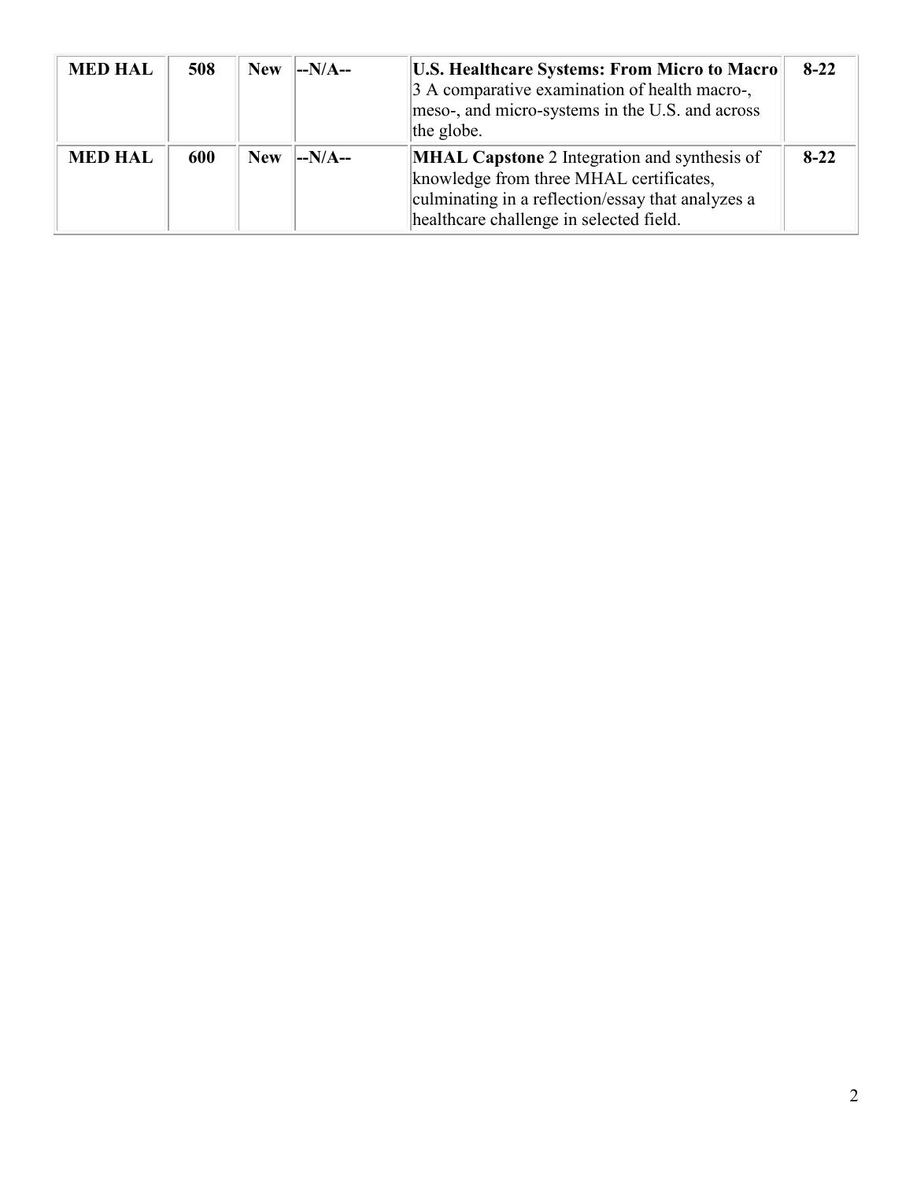| | | | | | |
|---|---|---|---|---|---|
| **MED HAL** | **508** | **New** | --N/A-- | **U.S. Healthcare Systems: From Micro to Macro** 3 A comparative examination of health macro-, meso-, and micro-systems in the U.S. and across the globe. | **8-22** |
| **MED HAL** | **600** | **New** | --N/A-- | **MHAL Capstone** 2 Integration and synthesis of knowledge from three MHAL certificates, culminating in a reflection/essay that analyzes a healthcare challenge in selected field. | **8-22** |